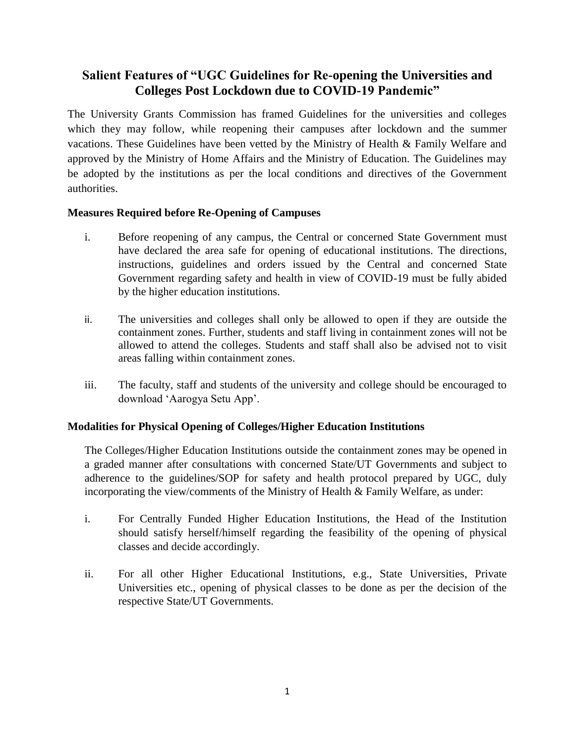# Salient Features of "UGC Guidelines for Re-opening the Universities and Colleges Post Lockdown due to COVID-19 Pandemic"

The University Grants Commission has framed Guidelines for the universities and colleges which they may follow, while reopening their campuses after lockdown and the summer vacations. These Guidelines have been vetted by the Ministry of Health & Family Welfare and approved by the Ministry of Home Affairs and the Ministry of Education. The Guidelines may be adopted by the institutions as per the local conditions and directives of the Government authorities.

**Measures Required before Re-Opening of Campuses**

i. Before reopening of any campus, the Central or concerned State Government must have declared the area safe for opening of educational institutions. The directions, instructions, guidelines and orders issued by the Central and concerned State Government regarding safety and health in view of COVID-19 must be fully abided by the higher education institutions.

ii. The universities and colleges shall only be allowed to open if they are outside the containment zones. Further, students and staff living in containment zones will not be allowed to attend the colleges. Students and staff shall also be advised not to visit areas falling within containment zones.

iii. The faculty, staff and students of the university and college should be encouraged to download 'Aarogya Setu App'.

**Modalities for Physical Opening of Colleges/Higher Education Institutions**

The Colleges/Higher Education Institutions outside the containment zones may be opened in a graded manner after consultations with concerned State/UT Governments and subject to adherence to the guidelines/SOP for safety and health protocol prepared by UGC, duly incorporating the view/comments of the Ministry of Health & Family Welfare, as under:

i. For Centrally Funded Higher Education Institutions, the Head of the Institution should satisfy herself/himself regarding the feasibility of the opening of physical classes and decide accordingly.

ii. For all other Higher Educational Institutions, e.g., State Universities, Private Universities etc., opening of physical classes to be done as per the decision of the respective State/UT Governments.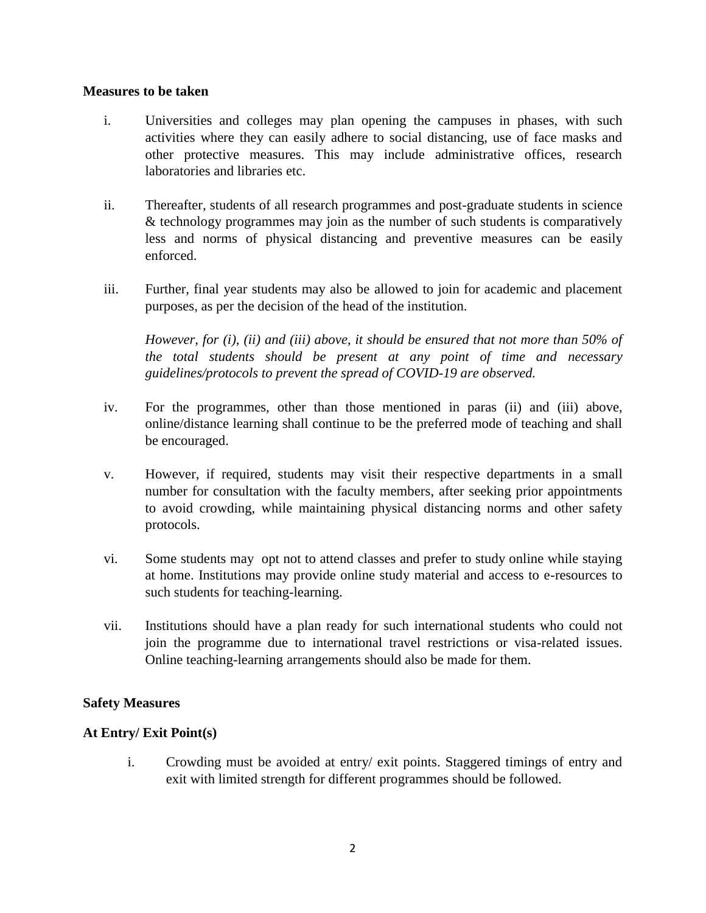**Measures to be taken**

i. Universities and colleges may plan opening the campuses in phases, with such activities where they can easily adhere to social distancing, use of face masks and other protective measures. This may include administrative offices, research laboratories and libraries etc.

ii. Thereafter, students of all research programmes and post-graduate students in science & technology programmes may join as the number of such students is comparatively less and norms of physical distancing and preventive measures can be easily enforced.

iii. Further, final year students may also be allowed to join for academic and placement purposes, as per the decision of the head of the institution.

*However, for (i), (ii) and (iii) above, it should be ensured that not more than 50% of the total students should be present at any point of time and necessary guidelines/protocols to prevent the spread of COVID-19 are observed.*

iv. For the programmes, other than those mentioned in paras (ii) and (iii) above, online/distance learning shall continue to be the preferred mode of teaching and shall be encouraged.

v. However, if required, students may visit their respective departments in a small number for consultation with the faculty members, after seeking prior appointments to avoid crowding, while maintaining physical distancing norms and other safety protocols.

vi. Some students may opt not to attend classes and prefer to study online while staying at home. Institutions may provide online study material and access to e-resources to such students for teaching-learning.

vii. Institutions should have a plan ready for such international students who could not join the programme due to international travel restrictions or visa-related issues. Online teaching-learning arrangements should also be made for them.

**Safety Measures**

**At Entry/ Exit Point(s)**

i. Crowding must be avoided at entry/ exit points. Staggered timings of entry and exit with limited strength for different programmes should be followed.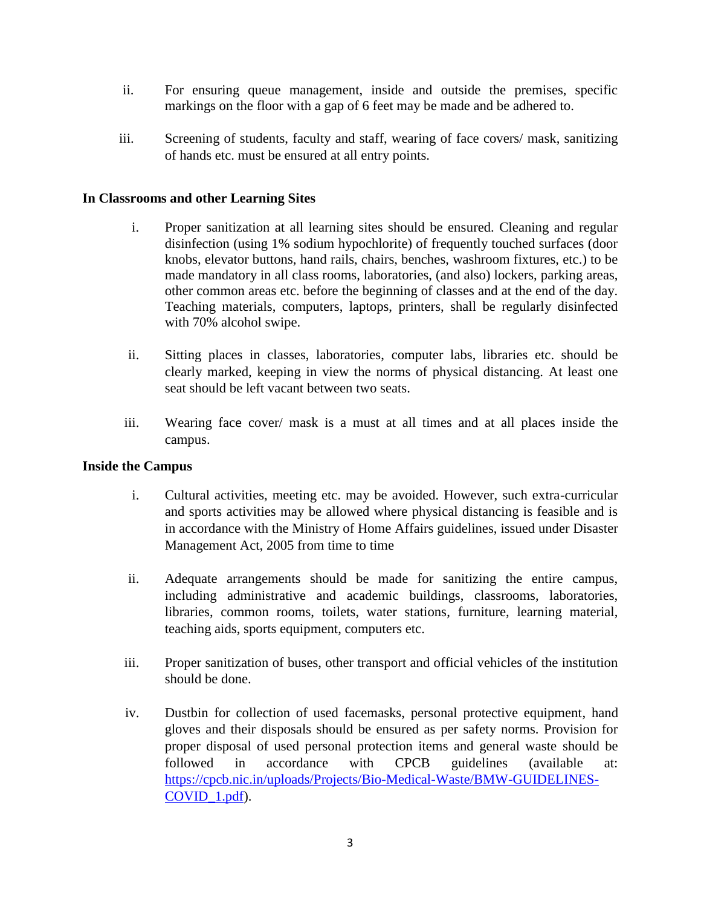ii. For ensuring queue management, inside and outside the premises, specific markings on the floor with a gap of 6 feet may be made and be adhered to.

iii. Screening of students, faculty and staff, wearing of face covers/ mask, sanitizing of hands etc. must be ensured at all entry points.

**In Classrooms and other Learning Sites**

i. Proper sanitization at all learning sites should be ensured. Cleaning and regular disinfection (using 1% sodium hypochlorite) of frequently touched surfaces (door knobs, elevator buttons, hand rails, chairs, benches, washroom fixtures, etc.) to be made mandatory in all class rooms, laboratories, (and also) lockers, parking areas, other common areas etc. before the beginning of classes and at the end of the day. Teaching materials, computers, laptops, printers, shall be regularly disinfected with 70% alcohol swipe.

ii. Sitting places in classes, laboratories, computer labs, libraries etc. should be clearly marked, keeping in view the norms of physical distancing. At least one seat should be left vacant between two seats.

iii. Wearing face cover/ mask is a must at all times and at all places inside the campus.

**Inside the Campus**

i. Cultural activities, meeting etc. may be avoided. However, such extra-curricular and sports activities may be allowed where physical distancing is feasible and is in accordance with the Ministry of Home Affairs guidelines, issued under Disaster Management Act, 2005 from time to time

ii. Adequate arrangements should be made for sanitizing the entire campus, including administrative and academic buildings, classrooms, laboratories, libraries, common rooms, toilets, water stations, furniture, learning material, teaching aids, sports equipment, computers etc.

iii. Proper sanitization of buses, other transport and official vehicles of the institution should be done.

iv. Dustbin for collection of used facemasks, personal protective equipment, hand gloves and their disposals should be ensured as per safety norms. Provision for proper disposal of used personal protection items and general waste should be followed in accordance with CPCB guidelines (available at: [https://cpcb.nic.in/uploads/Projects/Bio-Medical-Waste/BMW-GUIDELINES-COVID_1.pdf](https://cpcb.nic.in/uploads/Projects/Bio-Medical-Waste/BMW-GUIDELINES-COVID_1.pdf)).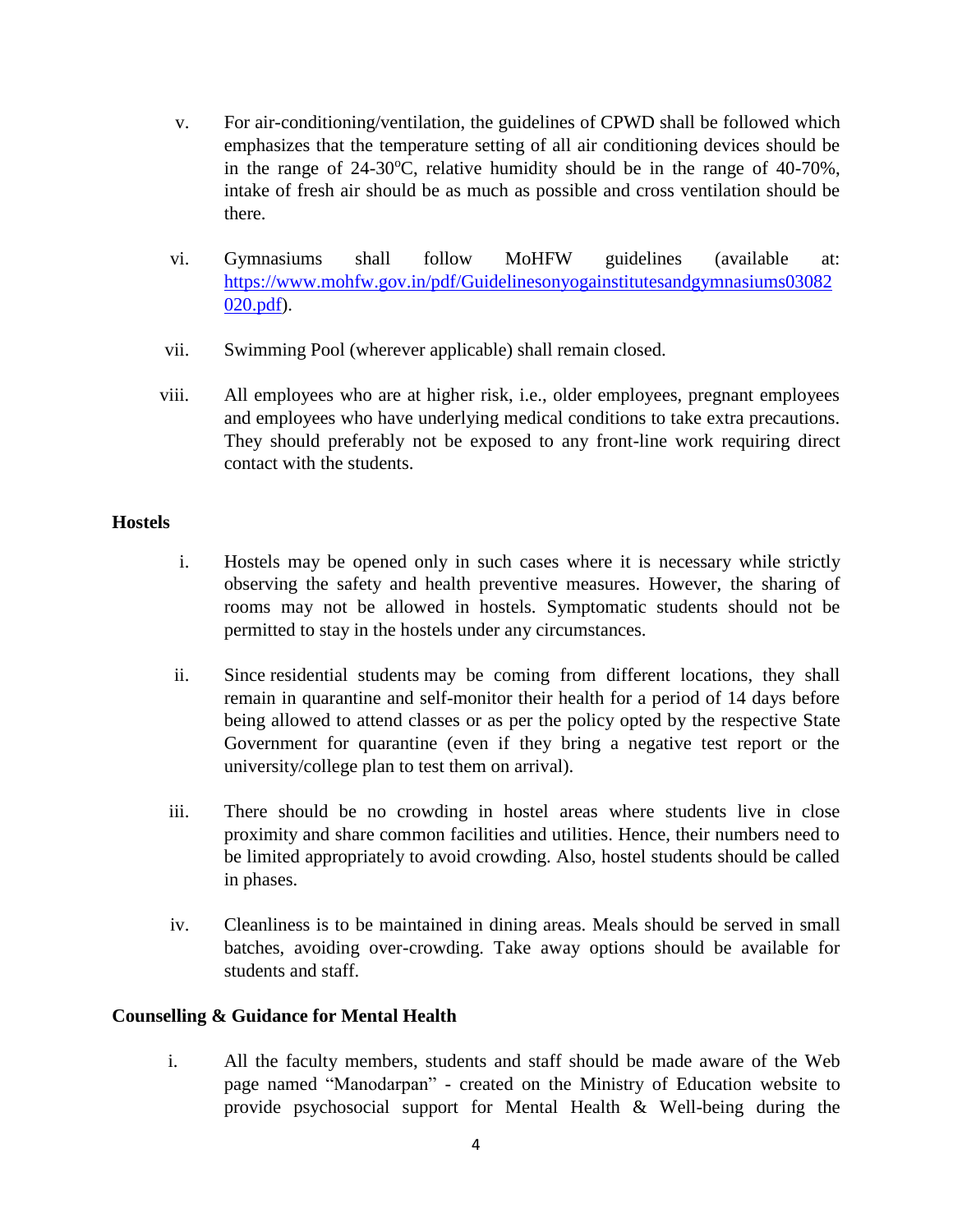v. For air-conditioning/ventilation, the guidelines of CPWD shall be followed which emphasizes that the temperature setting of all air conditioning devices should be in the range of 24-30°C, relative humidity should be in the range of 40-70%, intake of fresh air should be as much as possible and cross ventilation should be there.

vi. Gymnasiums shall follow MoHFW guidelines (available at: [https://www.mohfw.gov.in/pdf/Guidelinesonyogainstitutesandgymnasiums03082020.pdf](https://www.mohfw.gov.in/pdf/Guidelinesonyogainstitutesandgymnasiums03082020.pdf)).

vii. Swimming Pool (wherever applicable) shall remain closed.

viii. All employees who are at higher risk, i.e., older employees, pregnant employees and employees who have underlying medical conditions to take extra precautions. They should preferably not be exposed to any front-line work requiring direct contact with the students.

**Hostels**

i. Hostels may be opened only in such cases where it is necessary while strictly observing the safety and health preventive measures. However, the sharing of rooms may not be allowed in hostels. Symptomatic students should not be permitted to stay in the hostels under any circumstances.

ii. Since residential students may be coming from different locations, they shall remain in quarantine and self-monitor their health for a period of 14 days before being allowed to attend classes or as per the policy opted by the respective State Government for quarantine (even if they bring a negative test report or the university/college plan to test them on arrival).

iii. There should be no crowding in hostel areas where students live in close proximity and share common facilities and utilities. Hence, their numbers need to be limited appropriately to avoid crowding. Also, hostel students should be called in phases.

iv. Cleanliness is to be maintained in dining areas. Meals should be served in small batches, avoiding over-crowding. Take away options should be available for students and staff.

**Counselling & Guidance for Mental Health**

i. All the faculty members, students and staff should be made aware of the Web page named "Manodarpan" - created on the Ministry of Education website to provide psychosocial support for Mental Health & Well-being during the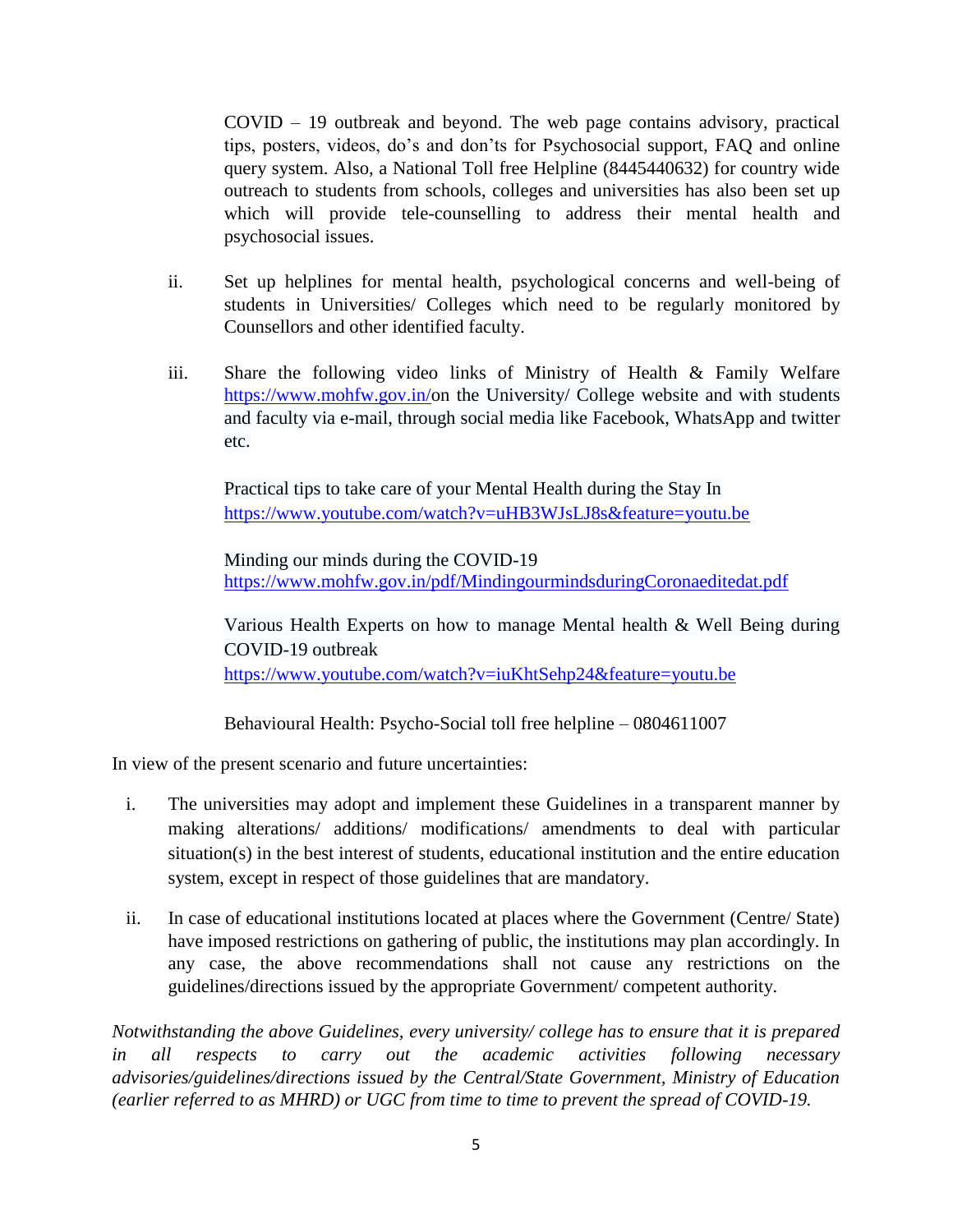COVID – 19 outbreak and beyond. The web page contains advisory, practical tips, posters, videos, do's and don'ts for Psychosocial support, FAQ and online query system. Also, a National Toll free Helpline (8445440632) for country wide outreach to students from schools, colleges and universities has also been set up which will provide tele-counselling to address their mental health and psychosocial issues.

ii. Set up helplines for mental health, psychological concerns and well-being of students in Universities/ Colleges which need to be regularly monitored by Counsellors and other identified faculty.

iii. Share the following video links of Ministry of Health & Family Welfare https://www.mohfw.gov.in/on the University/ College website and with students and faculty via e-mail, through social media like Facebook, WhatsApp and twitter etc.

Practical tips to take care of your Mental Health during the Stay In
https://www.youtube.com/watch?v=uHB3WJsLJ8s&feature=youtu.be

Minding our minds during the COVID-19
https://www.mohfw.gov.in/pdf/MindingourmindsduringCoronaeditedat.pdf

Various Health Experts on how to manage Mental health & Well Being during COVID-19 outbreak
https://www.youtube.com/watch?v=iuKhtSehp24&feature=youtu.be

Behavioural Health: Psycho-Social toll free helpline – 0804611007

In view of the present scenario and future uncertainties:

i. The universities may adopt and implement these Guidelines in a transparent manner by making alterations/ additions/ modifications/ amendments to deal with particular situation(s) in the best interest of students, educational institution and the entire education system, except in respect of those guidelines that are mandatory.

ii. In case of educational institutions located at places where the Government (Centre/ State) have imposed restrictions on gathering of public, the institutions may plan accordingly. In any case, the above recommendations shall not cause any restrictions on the guidelines/directions issued by the appropriate Government/ competent authority.

*Notwithstanding the above Guidelines, every university/ college has to ensure that it is prepared in all respects to carry out the academic activities following necessary advisories/guidelines/directions issued by the Central/State Government, Ministry of Education (earlier referred to as MHRD) or UGC from time to time to prevent the spread of COVID-19.*